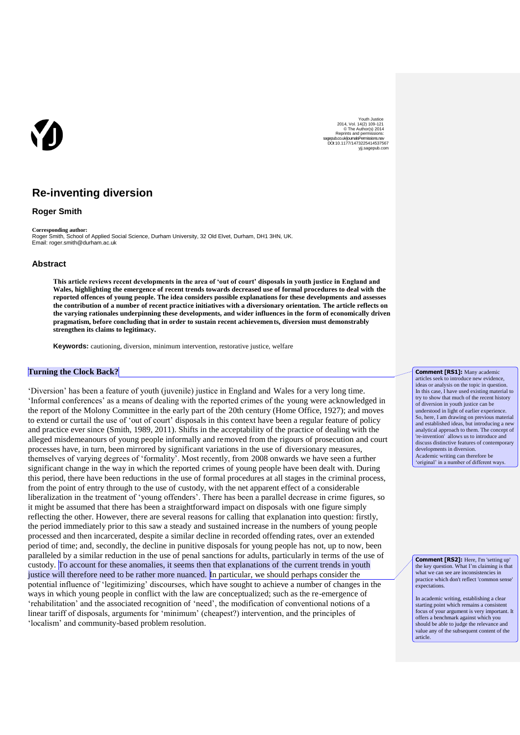# Re-inventing diversion

## Roger Smith

**Corresponding author:**
Roger Smith, School of Applied Social Science, Durham University, 32 Old Elvet, Durham, DH1 3HN, UK.
Email: roger.smith@durham.ac.uk

## Abstract

**This article reviews recent developments in the area of 'out of court' disposals in youth justice in England and Wales, highlighting the emergence of recent trends towards decreased use of formal procedures to deal with the reported offences of young people. The idea considers possible explanations for these developments and assesses the contribution of a number of recent practice initiatives with a diversionary orientation. The article reflects on the varying rationales underpinning these developments, and wider influences in the form of economically driven pragmatism, before concluding that in order to sustain recent achievements, diversion must demonstrably strengthen its claims to legitimacy.**

**Keywords:** cautioning, diversion, minimum intervention, restorative justice, welfare

### Turning the Clock Back?

'Diversion' has been a feature of youth (juvenile) justice in England and Wales for a very long time. 'Informal conferences' as a means of dealing with the reported crimes of the young were acknowledged in the report of the Molony Committee in the early part of the 20th century (Home Office, 1927); and moves to extend or curtail the use of 'out of court' disposals in this context have been a regular feature of policy and practice ever since (Smith, 1989, 2011). Shifts in the acceptability of the practice of dealing with the alleged misdemeanours of young people informally and removed from the rigours of prosecution and court processes have, in turn, been mirrored by significant variations in the use of diversionary measures, themselves of varying degrees of 'formality'. Most recently, from 2008 onwards we have seen a further significant change in the way in which the reported crimes of young people have been dealt with. During this period, there have been reductions in the use of formal procedures at all stages in the criminal process, from the point of entry through to the use of custody, with the net apparent effect of a considerable liberalization in the treatment of 'young offenders'. There has been a parallel decrease in crime figures, so it might be assumed that there has been a straightforward impact on disposals with one figure simply reflecting the other. However, there are several reasons for calling that explanation into question: firstly, the period immediately prior to this saw a steady and sustained increase in the numbers of young people processed and then incarcerated, despite a similar decline in recorded offending rates, over an extended period of time; and, secondly, the decline in punitive disposals for young people has not, up to now, been paralleled by a similar reduction in the use of penal sanctions for adults, particularly in terms of the use of custody. To account for these anomalies, it seems then that explanations of the current trends in youth justice will therefore need to be rather more nuanced. In particular, we should perhaps consider the potential influence of 'legitimizing' discourses, which have sought to achieve a number of changes in the ways in which young people in conflict with the law are conceptualized; such as the re-emergence of 'rehabilitation' and the associated recognition of 'need', the modification of conventional notions of a linear tariff of disposals, arguments for 'minimum' (cheapest?) intervention, and the principles of 'localism' and community-based problem resolution.

**Comment [RS1]:** Many academic articles seek to introduce new evidence, ideas or analysis on the topic in question. In this case, I have used existing material to try to show that much of the recent history of diversion in youth justice can be understood in light of earlier experience. So, here, I am drawing on previous material and established ideas, but introducing a new analytical approach to them. The concept of 're-invention' allows us to introduce and discuss distinctive features of contemporary developments in diversion.
Academic writing can therefore be 'original' in a number of different ways.

**Comment [RS2]:** Here, I'm 'setting up' the key question. What I'm claiming is that what we can see are inconsistencies in practice which don't reflect 'common sense' expectations.

In academic writing, establishing a clear starting point which remains a consistent focus of your argument is very important. It offers a benchmark against which you should be able to judge the relevance and value any of the subsequent content of the article.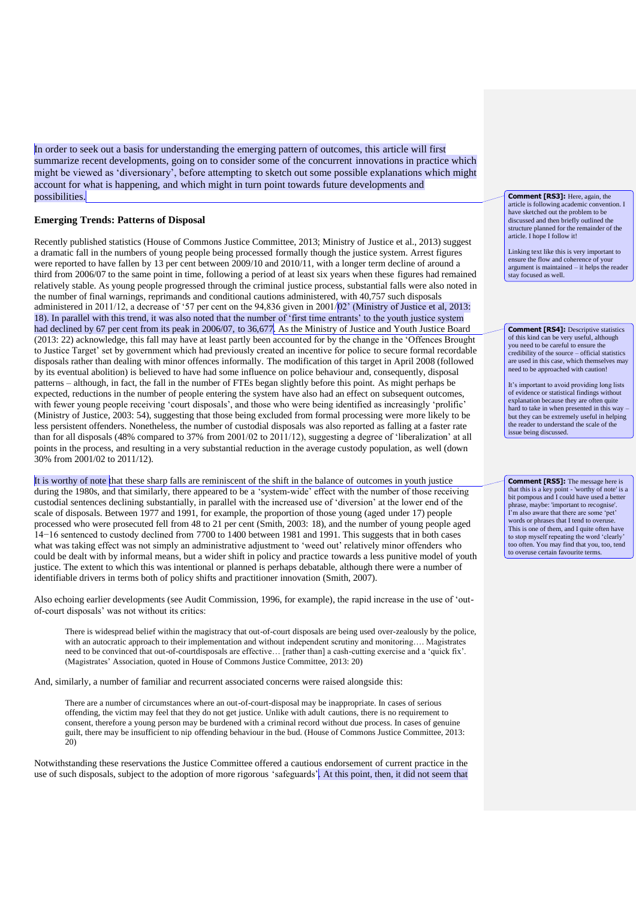In order to seek out a basis for understanding the emerging pattern of outcomes, this article will first summarize recent developments, going on to consider some of the concurrent innovations in practice which might be viewed as 'diversionary', before attempting to sketch out some possible explanations which might account for what is happening, and which might in turn point towards future developments and possibilities.

**Comment [RS3]:** Here, again, the article is following academic convention. I have sketched out the problem to be discussed and then briefly outlined the structure planned for the remainder of the article. I hope I follow it!

Linking text like this is very important to ensure the flow and coherence of your argument is maintained – it helps the reader stay focused as well.

## Emerging Trends: Patterns of Disposal

Recently published statistics (House of Commons Justice Committee, 2013; Ministry of Justice et al., 2013) suggest a dramatic fall in the numbers of young people being processed formally though the justice system. Arrest figures were reported to have fallen by 13 per cent between 2009/10 and 2010/11, with a longer term decline of around a third from 2006/07 to the same point in time, following a period of at least six years when these figures had remained relatively stable. As young people progressed through the criminal justice process, substantial falls were also noted in the number of final warnings, reprimands and conditional cautions administered, with 40,757 such disposals administered in 2011/12, a decrease of '57 per cent on the 94,836 given in 2001/02' (Ministry of Justice et al, 2013: 18). In parallel with this trend, it was also noted that the number of 'first time entrants' to the youth justice system had declined by 67 per cent from its peak in 2006/07, to 36,677. As the Ministry of Justice and Youth Justice Board (2013: 22) acknowledge, this fall may have at least partly been accounted for by the change in the 'Offences Brought to Justice Target' set by government which had previously created an incentive for police to secure formal recordable disposals rather than dealing with minor offences informally. The modification of this target in April 2008 (followed by its eventual abolition) is believed to have had some influence on police behaviour and, consequently, disposal patterns – although, in fact, the fall in the number of FTEs began slightly before this point. As might perhaps be expected, reductions in the number of people entering the system have also had an effect on subsequent outcomes, with fewer young people receiving 'court disposals', and those who were being identified as increasingly 'prolific' (Ministry of Justice, 2003: 54), suggesting that those being excluded from formal processing were more likely to be less persistent offenders. Nonetheless, the number of custodial disposals was also reported as falling at a faster rate than for all disposals (48% compared to 37% from 2001/02 to 2011/12), suggesting a degree of 'liberalization' at all points in the process, and resulting in a very substantial reduction in the average custody population, as well (down 30% from 2001/02 to 2011/12).

**Comment [RS4]:** Descriptive statistics of this kind can be very useful, although you need to be careful to ensure the credibility of the source – official statistics are used in this case, which themselves may need to be approached with caution!

It's important to avoid providing long lists of evidence or statistical findings without explanation because they are often quite hard to take in when presented in this way – but they can be extremely useful in helping the reader to understand the scale of the issue being discussed.

It is worthy of note that these sharp falls are reminiscent of the shift in the balance of outcomes in youth justice during the 1980s, and that similarly, there appeared to be a 'system-wide' effect with the number of those receiving custodial sentences declining substantially, in parallel with the increased use of 'diversion' at the lower end of the scale of disposals. Between 1977 and 1991, for example, the proportion of those young (aged under 17) people processed who were prosecuted fell from 48 to 21 per cent (Smith, 2003: 18), and the number of young people aged 14−16 sentenced to custody declined from 7700 to 1400 between 1981 and 1991. This suggests that in both cases what was taking effect was not simply an administrative adjustment to 'weed out' relatively minor offenders who could be dealt with by informal means, but a wider shift in policy and practice towards a less punitive model of youth justice. The extent to which this was intentional or planned is perhaps debatable, although there were a number of identifiable drivers in terms both of policy shifts and practitioner innovation (Smith, 2007).

**Comment [RS5]:** The message here is that this is a key point - 'worthy of note' is a bit pompous and I could have used a better phrase, maybe: 'important to recognise'. I'm also aware that there are some 'pet' words or phrases that I tend to overuse. This is one of them, and I quite often have to stop myself repeating the word 'clearly' too often. You may find that you, too, tend to overuse certain favourite terms.

Also echoing earlier developments (see Audit Commission, 1996, for example), the rapid increase in the use of 'out-of-court disposals' was not without its critics:

> There is widespread belief within the magistracy that out-of-court disposals are being used over-zealously by the police, with an autocratic approach to their implementation and without independent scrutiny and monitoring…. Magistrates need to be convinced that out-of-courtdisposals are effective… [rather than] a cash-cutting exercise and a 'quick fix'. (Magistrates' Association, quoted in House of Commons Justice Committee, 2013: 20)

And, similarly, a number of familiar and recurrent associated concerns were raised alongside this:

> There are a number of circumstances where an out-of-court-disposal may be inappropriate. In cases of serious offending, the victim may feel that they do not get justice. Unlike with adult cautions, there is no requirement to consent, therefore a young person may be burdened with a criminal record without due process. In cases of genuine guilt, there may be insufficient to nip offending behaviour in the bud. (House of Commons Justice Committee, 2013: 20)

Notwithstanding these reservations the Justice Committee offered a cautious endorsement of current practice in the use of such disposals, subject to the adoption of more rigorous 'safeguards'. At this point, then, it did not seem that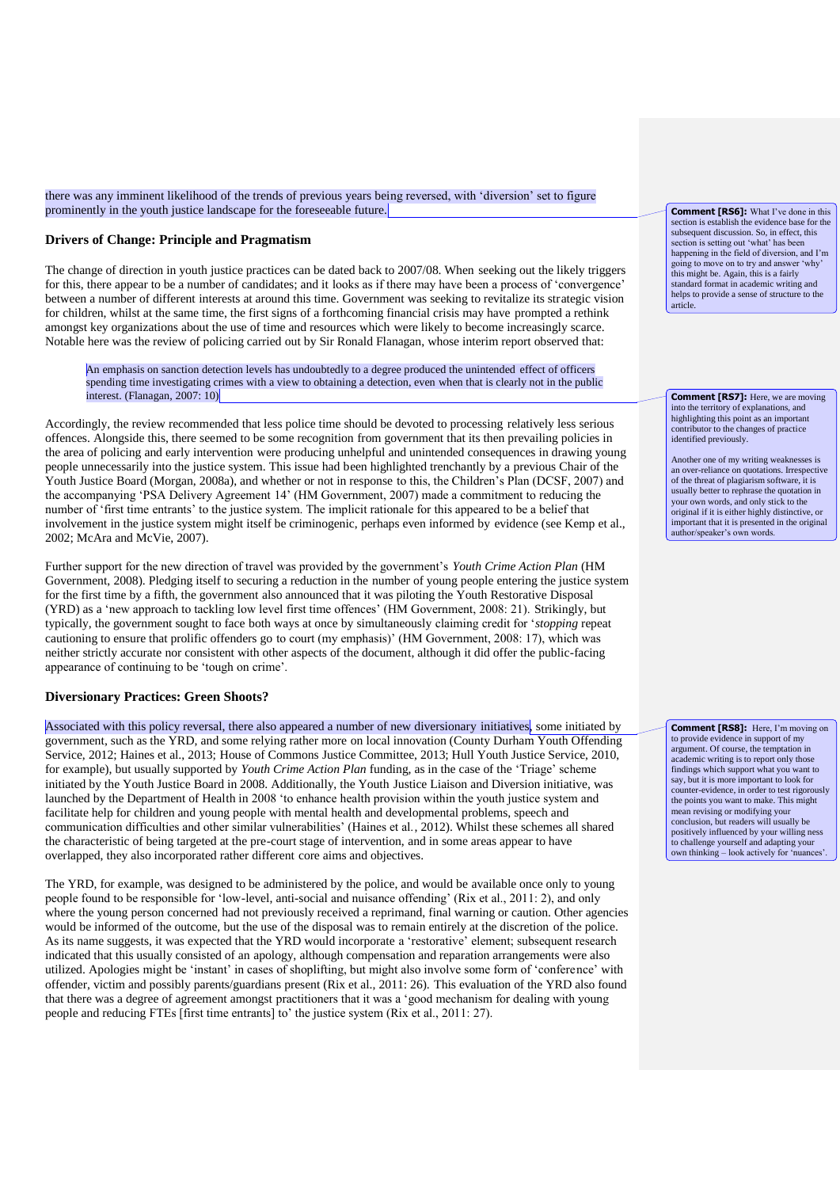there was any imminent likelihood of the trends of previous years being reversed, with 'diversion' set to figure prominently in the youth justice landscape for the foreseeable future.

**Comment [RS6]:** What I've done in this section is establish the evidence base for the subsequent discussion. So, in effect, this section is setting out 'what' has been happening in the field of diversion, and I'm going to move on to try and answer 'why' this might be. Again, this is a fairly standard format in academic writing and helps to provide a sense of structure to the article.

### Drivers of Change: Principle and Pragmatism

The change of direction in youth justice practices can be dated back to 2007/08. When seeking out the likely triggers for this, there appear to be a number of candidates; and it looks as if there may have been a process of 'convergence' between a number of different interests at around this time. Government was seeking to revitalize its strategic vision for children, whilst at the same time, the first signs of a forthcoming financial crisis may have prompted a rethink amongst key organizations about the use of time and resources which were likely to become increasingly scarce. Notable here was the review of policing carried out by Sir Ronald Flanagan, whose interim report observed that:

> An emphasis on sanction detection levels has undoubtedly to a degree produced the unintended effect of officers spending time investigating crimes with a view to obtaining a detection, even when that is clearly not in the public interest. (Flanagan, 2007: 10)

**Comment [RS7]:** Here, we are moving into the territory of explanations, and highlighting this point as an important contributor to the changes of practice identified previously.

Another one of my writing weaknesses is an over-reliance on quotations. Irrespective of the threat of plagiarism software, it is usually better to rephrase the quotation in your own words, and only stick to the original if it is either highly distinctive, or important that it is presented in the original author/speaker's own words.

Accordingly, the review recommended that less police time should be devoted to processing relatively less serious offences. Alongside this, there seemed to be some recognition from government that its then prevailing policies in the area of policing and early intervention were producing unhelpful and unintended consequences in drawing young people unnecessarily into the justice system. This issue had been highlighted trenchantly by a previous Chair of the Youth Justice Board (Morgan, 2008a), and whether or not in response to this, the Children's Plan (DCSF, 2007) and the accompanying 'PSA Delivery Agreement 14' (HM Government, 2007) made a commitment to reducing the number of 'first time entrants' to the justice system. The implicit rationale for this appeared to be a belief that involvement in the justice system might itself be criminogenic, perhaps even informed by evidence (see Kemp et al., 2002; McAra and McVie, 2007).

Further support for the new direction of travel was provided by the government's *Youth Crime Action Plan* (HM Government, 2008). Pledging itself to securing a reduction in the number of young people entering the justice system for the first time by a fifth, the government also announced that it was piloting the Youth Restorative Disposal (YRD) as a 'new approach to tackling low level first time offences' (HM Government, 2008: 21). Strikingly, but typically, the government sought to face both ways at once by simultaneously claiming credit for '*stopping* repeat cautioning to ensure that prolific offenders go to court (my emphasis)' (HM Government, 2008: 17), which was neither strictly accurate nor consistent with other aspects of the document, although it did offer the public-facing appearance of continuing to be 'tough on crime'.

### Diversionary Practices: Green Shoots?

Associated with this policy reversal, there also appeared a number of new diversionary initiatives, some initiated by government, such as the YRD, and some relying rather more on local innovation (County Durham Youth Offending Service, 2012; Haines et al., 2013; House of Commons Justice Committee, 2013; Hull Youth Justice Service, 2010, for example), but usually supported by *Youth Crime Action Plan* funding, as in the case of the 'Triage' scheme initiated by the Youth Justice Board in 2008. Additionally, the Youth Justice Liaison and Diversion initiative, was launched by the Department of Health in 2008 'to enhance health provision within the youth justice system and facilitate help for children and young people with mental health and developmental problems, speech and communication difficulties and other similar vulnerabilities' (Haines et al., 2012). Whilst these schemes all shared the characteristic of being targeted at the pre-court stage of intervention, and in some areas appear to have overlapped, they also incorporated rather different core aims and objectives.

**Comment [RS8]:** Here, I'm moving on to provide evidence in support of my argument. Of course, the temptation in academic writing is to report only those findings which support what you want to say, but it is more important to look for counter-evidence, in order to test rigorously the points you want to make. This might mean revising or modifying your conclusion, but readers will usually be positively influenced by your willing ness to challenge yourself and adapting your own thinking – look actively for 'nuances'.

The YRD, for example, was designed to be administered by the police, and would be available once only to young people found to be responsible for 'low-level, anti-social and nuisance offending' (Rix et al., 2011: 2), and only where the young person concerned had not previously received a reprimand, final warning or caution. Other agencies would be informed of the outcome, but the use of the disposal was to remain entirely at the discretion of the police. As its name suggests, it was expected that the YRD would incorporate a 'restorative' element; subsequent research indicated that this usually consisted of an apology, although compensation and reparation arrangements were also utilized. Apologies might be 'instant' in cases of shoplifting, but might also involve some form of 'conference' with offender, victim and possibly parents/guardians present (Rix et al., 2011: 26). This evaluation of the YRD also found that there was a degree of agreement amongst practitioners that it was a 'good mechanism for dealing with young people and reducing FTEs [first time entrants] to' the justice system (Rix et al., 2011: 27).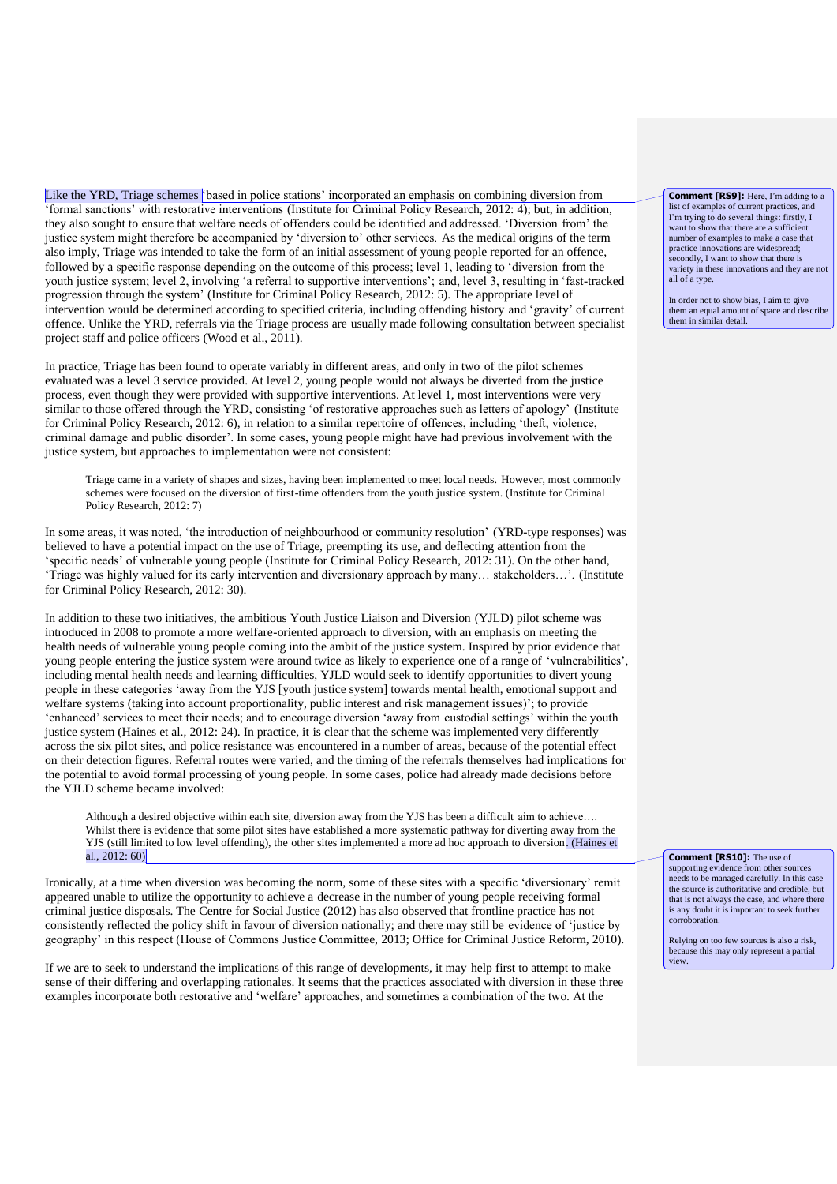Like the YRD, Triage schemes 'based in police stations' incorporated an emphasis on combining diversion from 'formal sanctions' with restorative interventions (Institute for Criminal Policy Research, 2012: 4); but, in addition, they also sought to ensure that welfare needs of offenders could be identified and addressed. 'Diversion from' the justice system might therefore be accompanied by 'diversion to' other services. As the medical origins of the term also imply, Triage was intended to take the form of an initial assessment of young people reported for an offence, followed by a specific response depending on the outcome of this process; level 1, leading to 'diversion from the youth justice system; level 2, involving 'a referral to supportive interventions'; and, level 3, resulting in 'fast-tracked progression through the system' (Institute for Criminal Policy Research, 2012: 5). The appropriate level of intervention would be determined according to specified criteria, including offending history and 'gravity' of current offence. Unlike the YRD, referrals via the Triage process are usually made following consultation between specialist project staff and police officers (Wood et al., 2011).

**Comment [RS9]:** Here, I'm adding to a list of examples of current practices, and I'm trying to do several things: firstly, I want to show that there are a sufficient number of examples to make a case that practice innovations are widespread; secondly, I want to show that there is variety in these innovations and they are not all of a type.

In order not to show bias, I aim to give them an equal amount of space and describe them in similar detail.

In practice, Triage has been found to operate variably in different areas, and only in two of the pilot schemes evaluated was a level 3 service provided. At level 2, young people would not always be diverted from the justice process, even though they were provided with supportive interventions. At level 1, most interventions were very similar to those offered through the YRD, consisting 'of restorative approaches such as letters of apology' (Institute for Criminal Policy Research, 2012: 6), in relation to a similar repertoire of offences, including 'theft, violence, criminal damage and public disorder'. In some cases, young people might have had previous involvement with the justice system, but approaches to implementation were not consistent:

> Triage came in a variety of shapes and sizes, having been implemented to meet local needs. However, most commonly schemes were focused on the diversion of first-time offenders from the youth justice system. (Institute for Criminal Policy Research, 2012: 7)

In some areas, it was noted, 'the introduction of neighbourhood or community resolution' (YRD-type responses) was believed to have a potential impact on the use of Triage, preempting its use, and deflecting attention from the 'specific needs' of vulnerable young people (Institute for Criminal Policy Research, 2012: 31). On the other hand, 'Triage was highly valued for its early intervention and diversionary approach by many… stakeholders…'. (Institute for Criminal Policy Research, 2012: 30).

In addition to these two initiatives, the ambitious Youth Justice Liaison and Diversion (YJLD) pilot scheme was introduced in 2008 to promote a more welfare-oriented approach to diversion, with an emphasis on meeting the health needs of vulnerable young people coming into the ambit of the justice system. Inspired by prior evidence that young people entering the justice system were around twice as likely to experience one of a range of 'vulnerabilities', including mental health needs and learning difficulties, YJLD would seek to identify opportunities to divert young people in these categories 'away from the YJS [youth justice system] towards mental health, emotional support and welfare systems (taking into account proportionality, public interest and risk management issues)'; to provide 'enhanced' services to meet their needs; and to encourage diversion 'away from custodial settings' within the youth justice system (Haines et al., 2012: 24). In practice, it is clear that the scheme was implemented very differently across the six pilot sites, and police resistance was encountered in a number of areas, because of the potential effect on their detection figures. Referral routes were varied, and the timing of the referrals themselves had implications for the potential to avoid formal processing of young people. In some cases, police had already made decisions before the YJLD scheme became involved:

> Although a desired objective within each site, diversion away from the YJS has been a difficult aim to achieve…. Whilst there is evidence that some pilot sites have established a more systematic pathway for diverting away from the YJS (still limited to low level offending), the other sites implemented a more ad hoc approach to diversion. (Haines et al., 2012: 60)

**Comment [RS10]:** The use of supporting evidence from other sources needs to be managed carefully. In this case the source is authoritative and credible, but that is not always the case, and where there is any doubt it is important to seek further corroboration.

Relying on too few sources is also a risk, because this may only represent a partial view.

Ironically, at a time when diversion was becoming the norm, some of these sites with a specific 'diversionary' remit appeared unable to utilize the opportunity to achieve a decrease in the number of young people receiving formal criminal justice disposals. The Centre for Social Justice (2012) has also observed that frontline practice has not consistently reflected the policy shift in favour of diversion nationally; and there may still be evidence of 'justice by geography' in this respect (House of Commons Justice Committee, 2013; Office for Criminal Justice Reform, 2010).

If we are to seek to understand the implications of this range of developments, it may help first to attempt to make sense of their differing and overlapping rationales. It seems that the practices associated with diversion in these three examples incorporate both restorative and 'welfare' approaches, and sometimes a combination of the two. At the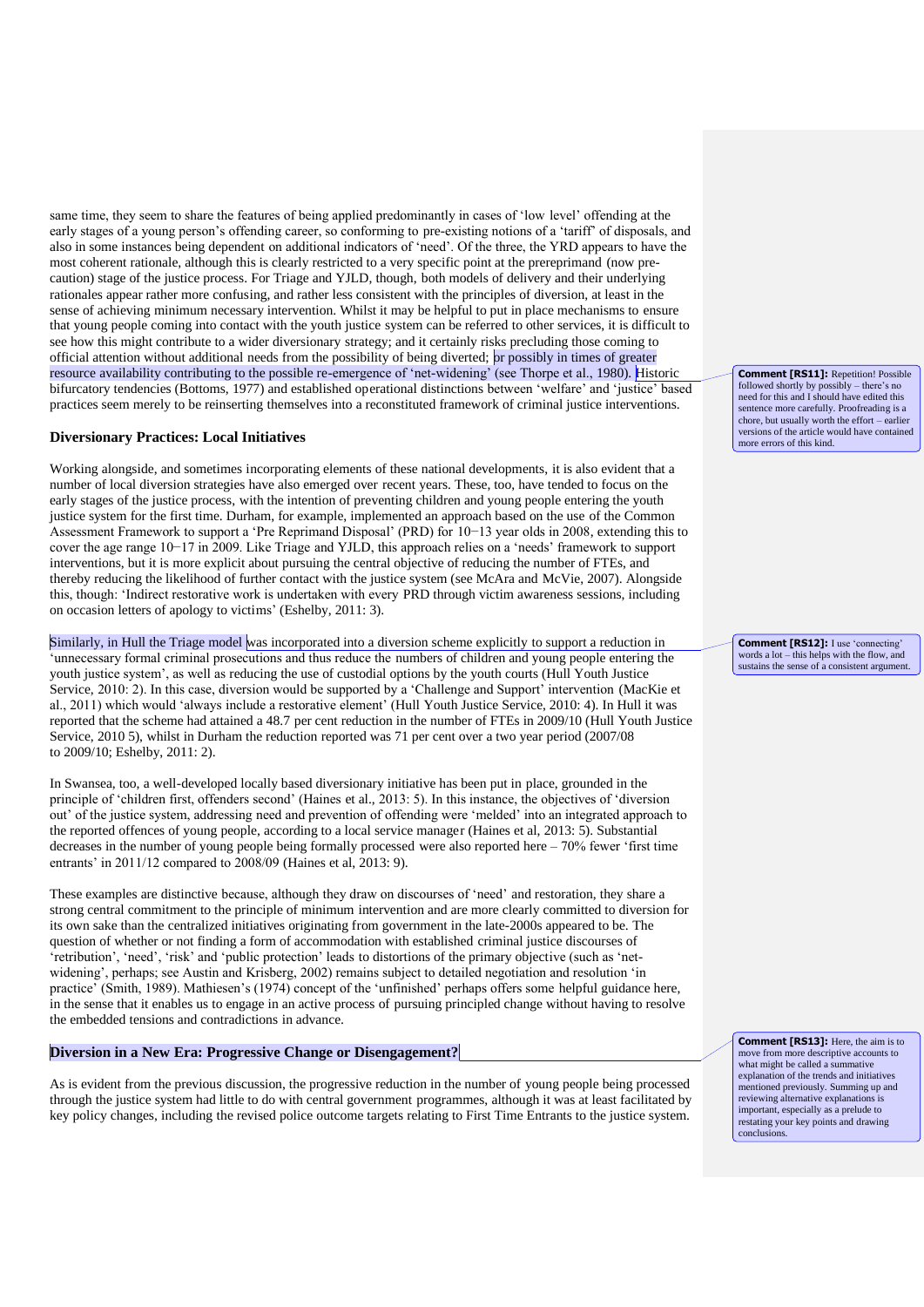same time, they seem to share the features of being applied predominantly in cases of 'low level' offending at the early stages of a young person's offending career, so conforming to pre-existing notions of a 'tariff' of disposals, and also in some instances being dependent on additional indicators of 'need'. Of the three, the YRD appears to have the most coherent rationale, although this is clearly restricted to a very specific point at the prereprimand (now pre-caution) stage of the justice process. For Triage and YJLD, though, both models of delivery and their underlying rationales appear rather more confusing, and rather less consistent with the principles of diversion, at least in the sense of achieving minimum necessary intervention. Whilst it may be helpful to put in place mechanisms to ensure that young people coming into contact with the youth justice system can be referred to other services, it is difficult to see how this might contribute to a wider diversionary strategy; and it certainly risks precluding those coming to official attention without additional needs from the possibility of being diverted; or possibly in times of greater resource availability contributing to the possible re-emergence of 'net-widening' (see Thorpe et al., 1980). Historic bifurcatory tendencies (Bottoms, 1977) and established operational distinctions between 'welfare' and 'justice' based practices seem merely to be reinserting themselves into a reconstituted framework of criminal justice interventions.

**Comment [RS11]:** Repetition! Possible followed shortly by possibly – there's no need for this and I should have edited this sentence more carefully. Proofreading is a chore, but usually worth the effort – earlier versions of the article would have contained more errors of this kind.

### Diversionary Practices: Local Initiatives

Working alongside, and sometimes incorporating elements of these national developments, it is also evident that a number of local diversion strategies have also emerged over recent years. These, too, have tended to focus on the early stages of the justice process, with the intention of preventing children and young people entering the youth justice system for the first time. Durham, for example, implemented an approach based on the use of the Common Assessment Framework to support a 'Pre Reprimand Disposal' (PRD) for 10−13 year olds in 2008, extending this to cover the age range 10−17 in 2009. Like Triage and YJLD, this approach relies on a 'needs' framework to support interventions, but it is more explicit about pursuing the central objective of reducing the number of FTEs, and thereby reducing the likelihood of further contact with the justice system (see McAra and McVie, 2007). Alongside this, though: 'Indirect restorative work is undertaken with every PRD through victim awareness sessions, including on occasion letters of apology to victims' (Eshelby, 2011: 3).

Similarly, in Hull the Triage model was incorporated into a diversion scheme explicitly to support a reduction in 'unnecessary formal criminal prosecutions and thus reduce the numbers of children and young people entering the youth justice system', as well as reducing the use of custodial options by the youth courts (Hull Youth Justice Service, 2010: 2). In this case, diversion would be supported by a 'Challenge and Support' intervention (MacKie et al., 2011) which would 'always include a restorative element' (Hull Youth Justice Service, 2010: 4). In Hull it was reported that the scheme had attained a 48.7 per cent reduction in the number of FTEs in 2009/10 (Hull Youth Justice Service, 2010 5), whilst in Durham the reduction reported was 71 per cent over a two year period (2007/08 to 2009/10; Eshelby, 2011: 2).

**Comment [RS12]:** I use 'connecting' words a lot – this helps with the flow, and sustains the sense of a consistent argument.

In Swansea, too, a well-developed locally based diversionary initiative has been put in place, grounded in the principle of 'children first, offenders second' (Haines et al., 2013: 5). In this instance, the objectives of 'diversion out' of the justice system, addressing need and prevention of offending were 'melded' into an integrated approach to the reported offences of young people, according to a local service manager (Haines et al, 2013: 5). Substantial decreases in the number of young people being formally processed were also reported here – 70% fewer 'first time entrants' in 2011/12 compared to 2008/09 (Haines et al, 2013: 9).

These examples are distinctive because, although they draw on discourses of 'need' and restoration, they share a strong central commitment to the principle of minimum intervention and are more clearly committed to diversion for its own sake than the centralized initiatives originating from government in the late-2000s appeared to be. The question of whether or not finding a form of accommodation with established criminal justice discourses of 'retribution', 'need', 'risk' and 'public protection' leads to distortions of the primary objective (such as 'net-widening', perhaps; see Austin and Krisberg, 2002) remains subject to detailed negotiation and resolution 'in practice' (Smith, 1989). Mathiesen's (1974) concept of the 'unfinished' perhaps offers some helpful guidance here, in the sense that it enables us to engage in an active process of pursuing principled change without having to resolve the embedded tensions and contradictions in advance.

### Diversion in a New Era: Progressive Change or Disengagement?

**Comment [RS13]:** Here, the aim is to move from more descriptive accounts to what might be called a summative explanation of the trends and initiatives mentioned previously. Summing up and reviewing alternative explanations is important, especially as a prelude to restating your key points and drawing conclusions.

As is evident from the previous discussion, the progressive reduction in the number of young people being processed through the justice system had little to do with central government programmes, although it was at least facilitated by key policy changes, including the revised police outcome targets relating to First Time Entrants to the justice system.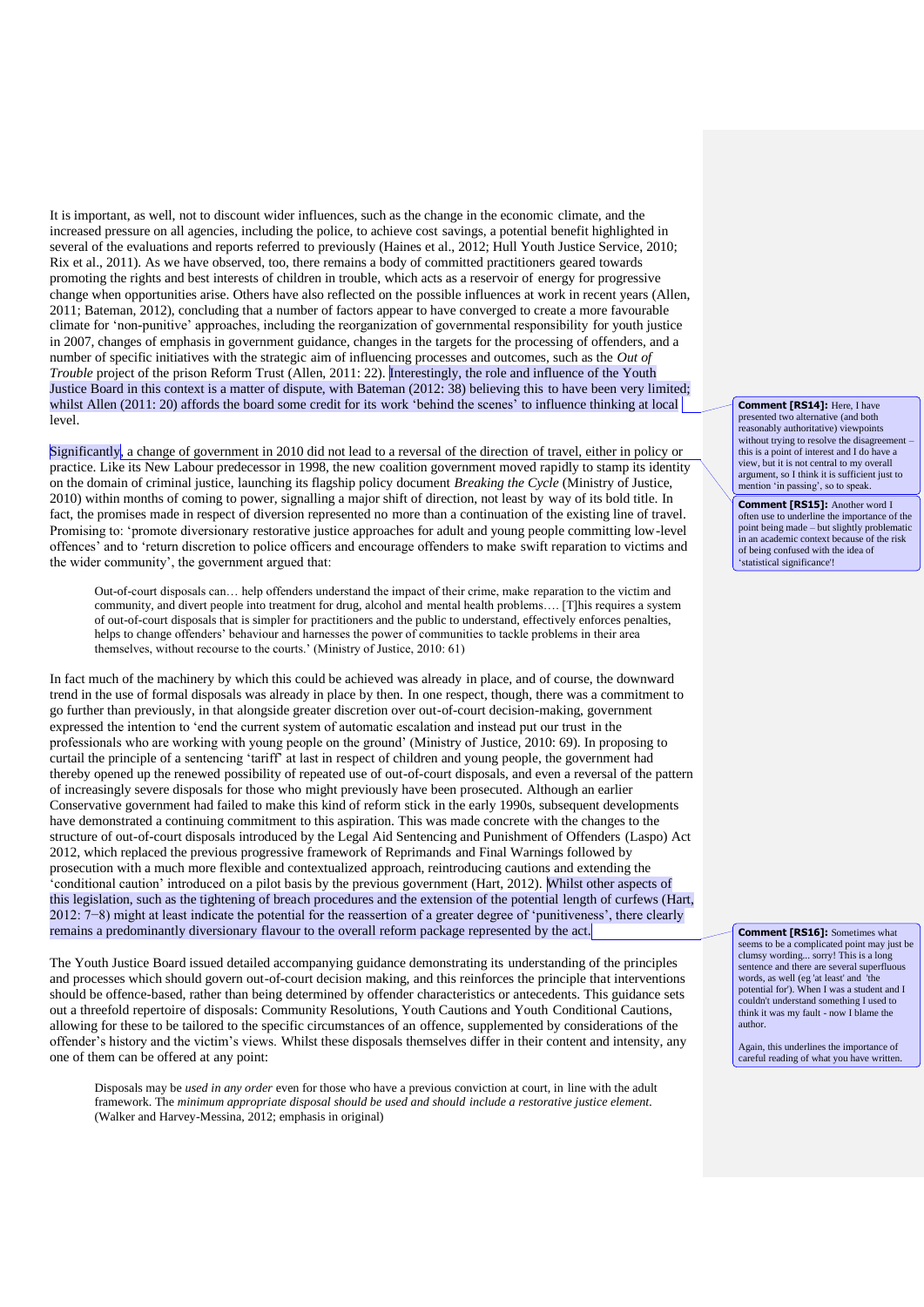It is important, as well, not to discount wider influences, such as the change in the economic climate, and the increased pressure on all agencies, including the police, to achieve cost savings, a potential benefit highlighted in several of the evaluations and reports referred to previously (Haines et al., 2012; Hull Youth Justice Service, 2010; Rix et al., 2011). As we have observed, too, there remains a body of committed practitioners geared towards promoting the rights and best interests of children in trouble, which acts as a reservoir of energy for progressive change when opportunities arise. Others have also reflected on the possible influences at work in recent years (Allen, 2011; Bateman, 2012), concluding that a number of factors appear to have converged to create a more favourable climate for 'non-punitive' approaches, including the reorganization of governmental responsibility for youth justice in 2007, changes of emphasis in government guidance, changes in the targets for the processing of offenders, and a number of specific initiatives with the strategic aim of influencing processes and outcomes, such as the *Out of Trouble* project of the prison Reform Trust (Allen, 2011: 22). Interestingly, the role and influence of the Youth Justice Board in this context is a matter of dispute, with Bateman (2012: 38) believing this to have been very limited; whilst Allen (2011: 20) affords the board some credit for its work 'behind the scenes' to influence thinking at local level.

Significantly, a change of government in 2010 did not lead to a reversal of the direction of travel, either in policy or practice. Like its New Labour predecessor in 1998, the new coalition government moved rapidly to stamp its identity on the domain of criminal justice, launching its flagship policy document *Breaking the Cycle* (Ministry of Justice, 2010) within months of coming to power, signalling a major shift of direction, not least by way of its bold title. In fact, the promises made in respect of diversion represented no more than a continuation of the existing line of travel. Promising to: 'promote diversionary restorative justice approaches for adult and young people committing low-level offences' and to 'return discretion to police officers and encourage offenders to make swift reparation to victims and the wider community', the government argued that:

> Out-of-court disposals can… help offenders understand the impact of their crime, make reparation to the victim and community, and divert people into treatment for drug, alcohol and mental health problems…. [T]his requires a system of out-of-court disposals that is simpler for practitioners and the public to understand, effectively enforces penalties, helps to change offenders' behaviour and harnesses the power of communities to tackle problems in their area themselves, without recourse to the courts.' (Ministry of Justice, 2010: 61)

In fact much of the machinery by which this could be achieved was already in place, and of course, the downward trend in the use of formal disposals was already in place by then. In one respect, though, there was a commitment to go further than previously, in that alongside greater discretion over out-of-court decision-making, government expressed the intention to 'end the current system of automatic escalation and instead put our trust in the professionals who are working with young people on the ground' (Ministry of Justice, 2010: 69). In proposing to curtail the principle of a sentencing 'tariff' at last in respect of children and young people, the government had thereby opened up the renewed possibility of repeated use of out-of-court disposals, and even a reversal of the pattern of increasingly severe disposals for those who might previously have been prosecuted. Although an earlier Conservative government had failed to make this kind of reform stick in the early 1990s, subsequent developments have demonstrated a continuing commitment to this aspiration. This was made concrete with the changes to the structure of out-of-court disposals introduced by the Legal Aid Sentencing and Punishment of Offenders (Laspo) Act 2012, which replaced the previous progressive framework of Reprimands and Final Warnings followed by prosecution with a much more flexible and contextualized approach, reintroducing cautions and extending the 'conditional caution' introduced on a pilot basis by the previous government (Hart, 2012). Whilst other aspects of this legislation, such as the tightening of breach procedures and the extension of the potential length of curfews (Hart, 2012: 7–8) might at least indicate the potential for the reassertion of a greater degree of 'punitiveness', there clearly remains a predominantly diversionary flavour to the overall reform package represented by the act.

The Youth Justice Board issued detailed accompanying guidance demonstrating its understanding of the principles and processes which should govern out-of-court decision making, and this reinforces the principle that interventions should be offence-based, rather than being determined by offender characteristics or antecedents. This guidance sets out a threefold repertoire of disposals: Community Resolutions, Youth Cautions and Youth Conditional Cautions, allowing for these to be tailored to the specific circumstances of an offence, supplemented by considerations of the offender's history and the victim's views. Whilst these disposals themselves differ in their content and intensity, any one of them can be offered at any point:

> Disposals may be *used in any order* even for those who have a previous conviction at court, in line with the adult framework. The *minimum appropriate disposal should be used and should include a restorative justice element.* (Walker and Harvey-Messina, 2012; emphasis in original)

**Comment [RS14]:** Here, I have presented two alternative (and both reasonably authoritative) viewpoints without trying to resolve the disagreement – this is a point of interest and I do have a view, but it is not central to my overall argument, so I think it is sufficient just to mention 'in passing', so to speak.

**Comment [RS15]:** Another word I often use to underline the importance of the point being made – but slightly problematic in an academic context because of the risk of being confused with the idea of 'statistical significance'!

**Comment [RS16]:** Sometimes what seems to be a complicated point may just be clumsy wording... sorry! This is a long sentence and there are several superfluous words, as well (eg 'at least' and 'the potential for'). When I was a student and I couldn't understand something I used to think it was my fault - now I blame the author.

Again, this underlines the importance of careful reading of what you have written.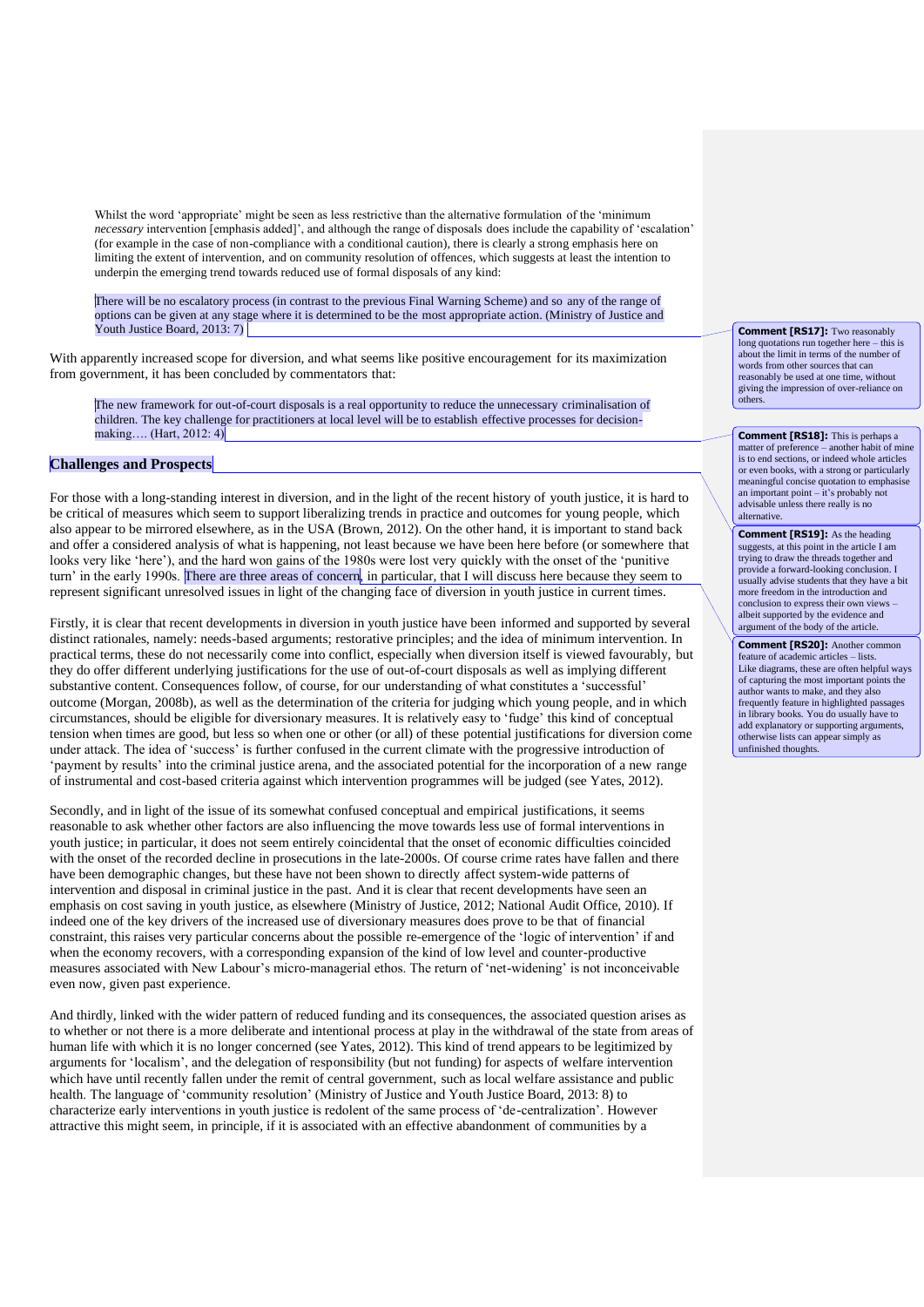Whilst the word 'appropriate' might be seen as less restrictive than the alternative formulation of the 'minimum *necessary* intervention [emphasis added]', and although the range of disposals does include the capability of 'escalation' (for example in the case of non-compliance with a conditional caution), there is clearly a strong emphasis here on limiting the extent of intervention, and on community resolution of offences, which suggests at least the intention to underpin the emerging trend towards reduced use of formal disposals of any kind:

> There will be no escalatory process (in contrast to the previous Final Warning Scheme) and so any of the range of options can be given at any stage where it is determined to be the most appropriate action. (Ministry of Justice and Youth Justice Board, 2013: 7)

With apparently increased scope for diversion, and what seems like positive encouragement for its maximization from government, it has been concluded by commentators that:

> The new framework for out-of-court disposals is a real opportunity to reduce the unnecessary criminalisation of children. The key challenge for practitioners at local level will be to establish effective processes for decision-making…. (Hart, 2012: 4)

## Challenges and Prospects

For those with a long-standing interest in diversion, and in the light of the recent history of youth justice, it is hard to be critical of measures which seem to support liberalizing trends in practice and outcomes for young people, which also appear to be mirrored elsewhere, as in the USA (Brown, 2012). On the other hand, it is important to stand back and offer a considered analysis of what is happening, not least because we have been here before (or somewhere that looks very like 'here'), and the hard won gains of the 1980s were lost very quickly with the onset of the 'punitive turn' in the early 1990s. There are three areas of concern, in particular, that I will discuss here because they seem to represent significant unresolved issues in light of the changing face of diversion in youth justice in current times.

Firstly, it is clear that recent developments in diversion in youth justice have been informed and supported by several distinct rationales, namely: needs-based arguments; restorative principles; and the idea of minimum intervention. In practical terms, these do not necessarily come into conflict, especially when diversion itself is viewed favourably, but they do offer different underlying justifications for the use of out-of-court disposals as well as implying different substantive content. Consequences follow, of course, for our understanding of what constitutes a 'successful' outcome (Morgan, 2008b), as well as the determination of the criteria for judging which young people, and in which circumstances, should be eligible for diversionary measures. It is relatively easy to 'fudge' this kind of conceptual tension when times are good, but less so when one or other (or all) of these potential justifications for diversion come under attack. The idea of 'success' is further confused in the current climate with the progressive introduction of 'payment by results' into the criminal justice arena, and the associated potential for the incorporation of a new range of instrumental and cost-based criteria against which intervention programmes will be judged (see Yates, 2012).

Secondly, and in light of the issue of its somewhat confused conceptual and empirical justifications, it seems reasonable to ask whether other factors are also influencing the move towards less use of formal interventions in youth justice; in particular, it does not seem entirely coincidental that the onset of economic difficulties coincided with the onset of the recorded decline in prosecutions in the late-2000s. Of course crime rates have fallen and there have been demographic changes, but these have not been shown to directly affect system-wide patterns of intervention and disposal in criminal justice in the past. And it is clear that recent developments have seen an emphasis on cost saving in youth justice, as elsewhere (Ministry of Justice, 2012; National Audit Office, 2010). If indeed one of the key drivers of the increased use of diversionary measures does prove to be that of financial constraint, this raises very particular concerns about the possible re-emergence of the 'logic of intervention' if and when the economy recovers, with a corresponding expansion of the kind of low level and counter-productive measures associated with New Labour's micro-managerial ethos. The return of 'net-widening' is not inconceivable even now, given past experience.

And thirdly, linked with the wider pattern of reduced funding and its consequences, the associated question arises as to whether or not there is a more deliberate and intentional process at play in the withdrawal of the state from areas of human life with which it is no longer concerned (see Yates, 2012). This kind of trend appears to be legitimized by arguments for 'localism', and the delegation of responsibility (but not funding) for aspects of welfare intervention which have until recently fallen under the remit of central government, such as local welfare assistance and public health. The language of 'community resolution' (Ministry of Justice and Youth Justice Board, 2013: 8) to characterize early interventions in youth justice is redolent of the same process of 'de-centralization'. However attractive this might seem, in principle, if it is associated with an effective abandonment of communities by a

**Comment [RS17]:** Two reasonably long quotations run together here – this is about the limit in terms of the number of words from other sources that can reasonably be used at one time, without giving the impression of over-reliance on others.

**Comment [RS18]:** This is perhaps a matter of preference – another habit of mine is to end sections, or indeed whole articles or even books, with a strong or particularly meaningful concise quotation to emphasise an important point – it's probably not advisable unless there really is no alternative.

**Comment [RS19]:** As the heading suggests, at this point in the article I am trying to draw the threads together and provide a forward-looking conclusion. I usually advise students that they have a bit more freedom in the introduction and conclusion to express their own views – albeit supported by the evidence and argument of the body of the article.

**Comment [RS20]:** Another common feature of academic articles – lists. Like diagrams, these are often helpful ways of capturing the most important points the author wants to make, and they also frequently feature in highlighted passages in library books. You do usually have to add explanatory or supporting arguments, otherwise lists can appear simply as unfinished thoughts.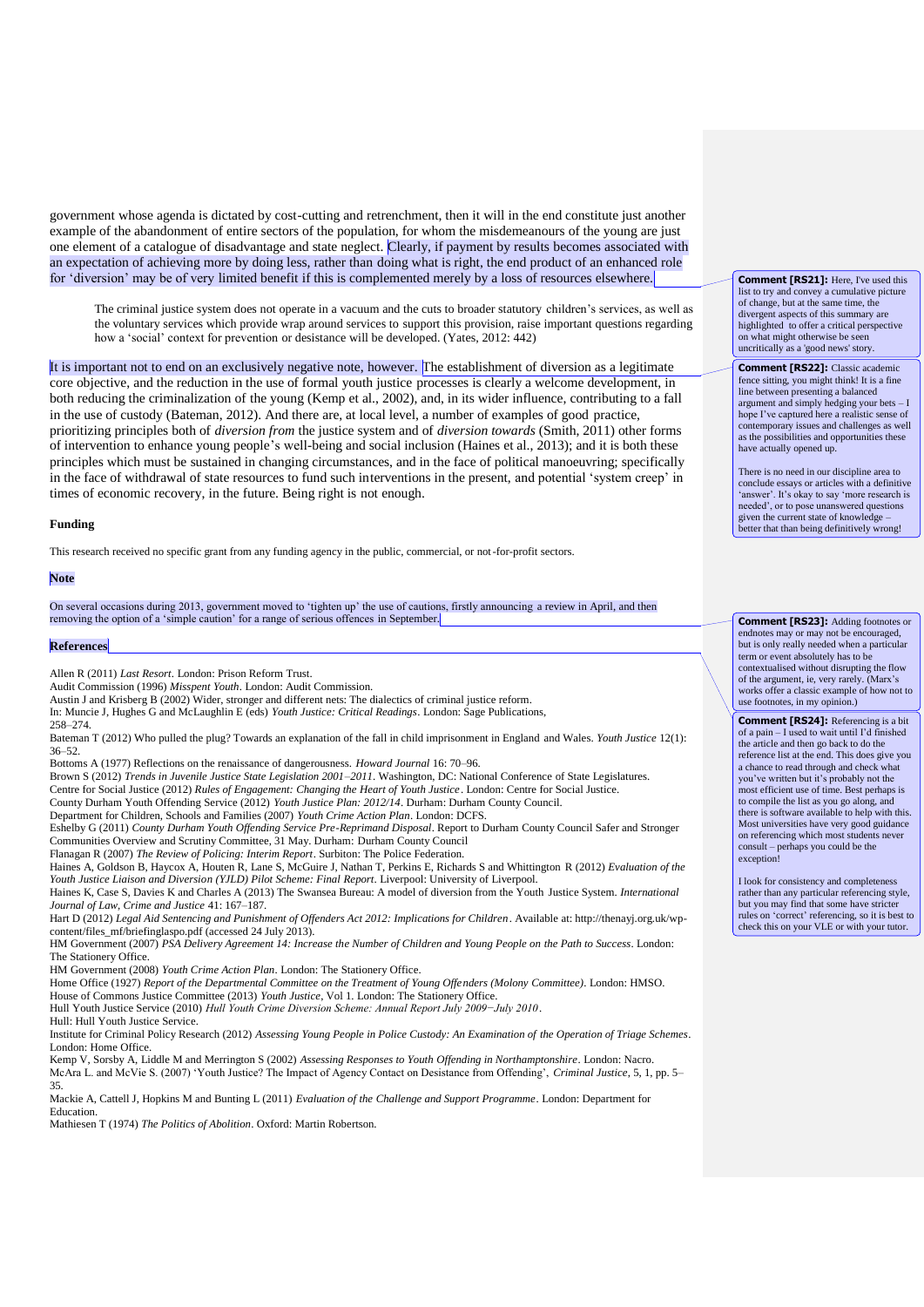government whose agenda is dictated by cost-cutting and retrenchment, then it will in the end constitute just another example of the abandonment of entire sectors of the population, for whom the misdemeanours of the young are just one element of a catalogue of disadvantage and state neglect. Clearly, if payment by results becomes associated with an expectation of achieving more by doing less, rather than doing what is right, the end product of an enhanced role for 'diversion' may be of very limited benefit if this is complemented merely by a loss of resources elsewhere.

> The criminal justice system does not operate in a vacuum and the cuts to broader statutory children's services, as well as the voluntary services which provide wrap around services to support this provision, raise important questions regarding how a 'social' context for prevention or desistance will be developed. (Yates, 2012: 442)

It is important not to end on an exclusively negative note, however. The establishment of diversion as a legitimate core objective, and the reduction in the use of formal youth justice processes is clearly a welcome development, in both reducing the criminalization of the young (Kemp et al., 2002), and, in its wider influence, contributing to a fall in the use of custody (Bateman, 2012). And there are, at local level, a number of examples of good practice, prioritizing principles both of *diversion from* the justice system and of *diversion towards* (Smith, 2011) other forms of intervention to enhance young people's well-being and social inclusion (Haines et al., 2013); and it is both these principles which must be sustained in changing circumstances, and in the face of political manoeuvring; specifically in the face of withdrawal of state resources to fund such interventions in the present, and potential 'system creep' in times of economic recovery, in the future. Being right is not enough.

> **Comment [RS21]:** Here, I've used this list to try and convey a cumulative picture of change, but at the same time, the divergent aspects of this summary are highlighted to offer a critical perspective on what might otherwise be seen uncritically as a 'good news' story.

> **Comment [RS22]:** Classic academic fence sitting, you might think! It is a fine line between presenting a balanced argument and simply hedging your bets – I hope I've captured here a realistic sense of contemporary issues and challenges as well as the possibilities and opportunities these have actually opened up.
>
> There is no need in our discipline area to conclude essays or articles with a definitive 'answer'. It's okay to say 'more research is needed', or to pose unanswered questions given the current state of knowledge – better that than being definitively wrong!

**Funding**

This research received no specific grant from any funding agency in the public, commercial, or not-for-profit sectors.

**Note**

On several occasions during 2013, government moved to 'tighten up' the use of cautions, firstly announcing a review in April, and then removing the option of a 'simple caution' for a range of serious offences in September.

> **Comment [RS23]:** Adding footnotes or endnotes may or may not be encouraged, but is only really needed when a particular term or event absolutely has to be contextualised without disrupting the flow of the argument, ie, very rarely. (Marx's works offer a classic example of how not to use footnotes, in my opinion.)

**References**

> **Comment [RS24]:** Referencing is a bit of a pain – I used to wait until I'd finished the article and then go back to do the reference list at the end. This does give you a chance to read through and check what you've written but it's probably not the most efficient use of time. Best perhaps is to compile the list as you go along, and there is software available to help with this. Most universities have very good guidance on referencing which most students never consult – perhaps you could be the exception!
>
> I look for consistency and completeness rather than any particular referencing style, but you may find that some have stricter rules on 'correct' referencing, so it is best to check this on your VLE or with your tutor.

Allen R (2011) *Last Resort*. London: Prison Reform Trust.

Audit Commission (1996) *Misspent Youth*. London: Audit Commission.

Austin J and Krisberg B (2002) Wider, stronger and different nets: The dialectics of criminal justice reform. In: Muncie J, Hughes G and McLaughlin E (eds) *Youth Justice: Critical Readings*. London: Sage Publications, 258–274.

Bateman T (2012) Who pulled the plug? Towards an explanation of the fall in child imprisonment in England and Wales. *Youth Justice* 12(1): 36–52.

Bottoms A (1977) Reflections on the renaissance of dangerousness. *Howard Journal* 16: 70–96.

Brown S (2012) *Trends in Juvenile Justice State Legislation 2001–2011*. Washington, DC: National Conference of State Legislatures.

Centre for Social Justice (2012) *Rules of Engagement: Changing the Heart of Youth Justice*. London: Centre for Social Justice.

County Durham Youth Offending Service (2012) *Youth Justice Plan: 2012/14*. Durham: Durham County Council.

Department for Children, Schools and Families (2007) *Youth Crime Action Plan*. London: DCFS.

Eshelby G (2011) *County Durham Youth Offending Service Pre-Reprimand Disposal*. Report to Durham County Council Safer and Stronger Communities Overview and Scrutiny Committee, 31 May. Durham: Durham County Council

Flanagan R (2007) *The Review of Policing: Interim Report*. Surbiton: The Police Federation.

Haines A, Goldson B, Haycox A, Houten R, Lane S, McGuire J, Nathan T, Perkins E, Richards S and Whittington R (2012) *Evaluation of the Youth Justice Liaison and Diversion (YJLD) Pilot Scheme: Final Report*. Liverpool: University of Liverpool.

Haines K, Case S, Davies K and Charles A (2013) The Swansea Bureau: A model of diversion from the Youth Justice System. *International Journal of Law, Crime and Justice* 41: 167–187.

Hart D (2012) *Legal Aid Sentencing and Punishment of Offenders Act 2012: Implications for Children*. Available at: http://thenayj.org.uk/wp-content/files_mf/briefinglaspo.pdf (accessed 24 July 2013).

HM Government (2007) *PSA Delivery Agreement 14: Increase the Number of Children and Young People on the Path to Success*. London: The Stationery Office.

HM Government (2008) *Youth Crime Action Plan*. London: The Stationery Office.

Home Office (1927) *Report of the Departmental Committee on the Treatment of Young Offenders (Molony Committee)*. London: HMSO.

House of Commons Justice Committee (2013) *Youth Justice*, Vol 1. London: The Stationery Office.

Hull Youth Justice Service (2010) *Hull Youth Crime Diversion Scheme: Annual Report July 2009−July 2010*. Hull: Hull Youth Justice Service.

Institute for Criminal Policy Research (2012) *Assessing Young People in Police Custody: An Examination of the Operation of Triage Schemes*. London: Home Office.

Kemp V, Sorsby A, Liddle M and Merrington S (2002) *Assessing Responses to Youth Offending in Northamptonshire*. London: Nacro.

McAra L. and McVie S. (2007) 'Youth Justice? The Impact of Agency Contact on Desistance from Offending', *Criminal Justice*, 5, 1, pp. 5–35.

Mackie A, Cattell J, Hopkins M and Bunting L (2011) *Evaluation of the Challenge and Support Programme*. London: Department for Education.

Mathiesen T (1974) *The Politics of Abolition*. Oxford: Martin Robertson.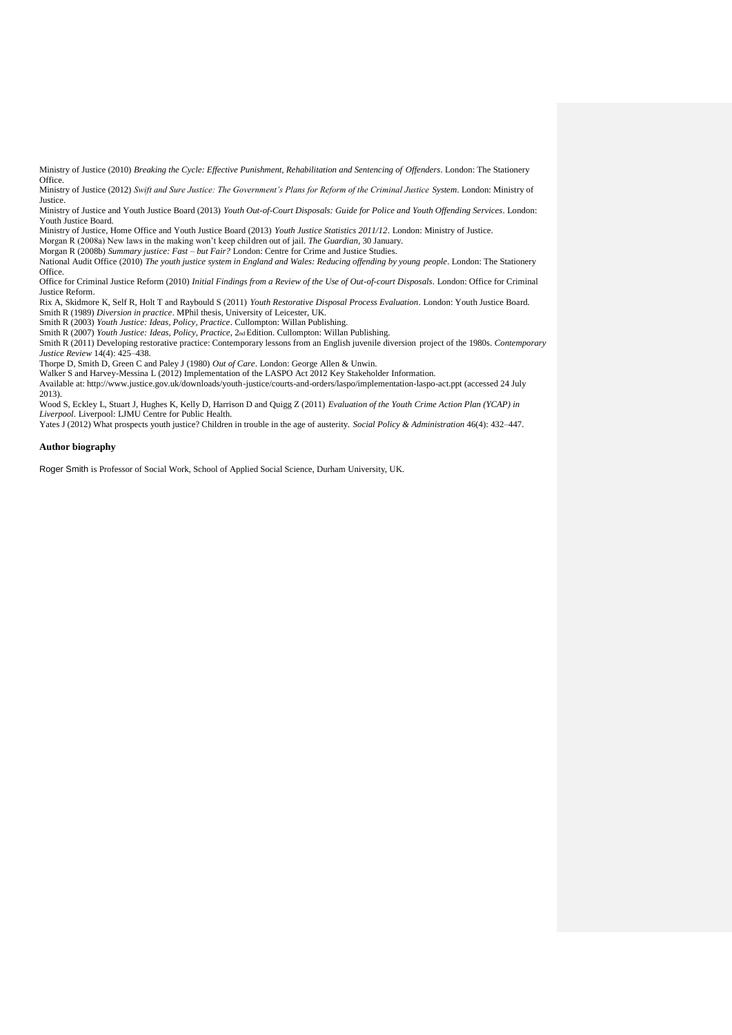Ministry of Justice (2010) *Breaking the Cycle: Effective Punishment, Rehabilitation and Sentencing of Offenders*. London: The Stationery Office.

Ministry of Justice (2012) *Swift and Sure Justice: The Government's Plans for Reform of the Criminal Justice System*. London: Ministry of Justice.

Ministry of Justice and Youth Justice Board (2013) *Youth Out-of-Court Disposals: Guide for Police and Youth Offending Services*. London: Youth Justice Board.

Ministry of Justice, Home Office and Youth Justice Board (2013) *Youth Justice Statistics 2011/12*. London: Ministry of Justice.

Morgan R (2008a) New laws in the making won't keep children out of jail. *The Guardian*, 30 January.

Morgan R (2008b) *Summary justice: Fast – but Fair?* London: Centre for Crime and Justice Studies.

National Audit Office (2010) *The youth justice system in England and Wales: Reducing offending by young people*. London: The Stationery Office.

Office for Criminal Justice Reform (2010) *Initial Findings from a Review of the Use of Out-of-court Disposals*. London: Office for Criminal Justice Reform.

Rix A, Skidmore K, Self R, Holt T and Raybould S (2011) *Youth Restorative Disposal Process Evaluation*. London: Youth Justice Board.

Smith R (1989) *Diversion in practice*. MPhil thesis, University of Leicester, UK.

Smith R (2003) *Youth Justice: Ideas, Policy, Practice*. Cullompton: Willan Publishing.

Smith R (2007) *Youth Justice: Ideas, Policy, Practice*, 2nd Edition. Cullompton: Willan Publishing.

Smith R (2011) Developing restorative practice: Contemporary lessons from an English juvenile diversion project of the 1980s. *Contemporary Justice Review* 14(4): 425–438.

Thorpe D, Smith D, Green C and Paley J (1980) *Out of Care*. London: George Allen & Unwin.

Walker S and Harvey-Messina L (2012) Implementation of the LASPO Act 2012 Key Stakeholder Information. Available at: http://www.justice.gov.uk/downloads/youth-justice/courts-and-orders/laspo/implementation-laspo-act.ppt (accessed 24 July 2013).

Wood S, Eckley L, Stuart J, Hughes K, Kelly D, Harrison D and Quigg Z (2011) *Evaluation of the Youth Crime Action Plan (YCAP) in Liverpool*. Liverpool: LJMU Centre for Public Health.

Yates J (2012) What prospects youth justice? Children in trouble in the age of austerity. *Social Policy & Administration* 46(4): 432–447.

**Author biography**

Roger Smith is Professor of Social Work, School of Applied Social Science, Durham University, UK.